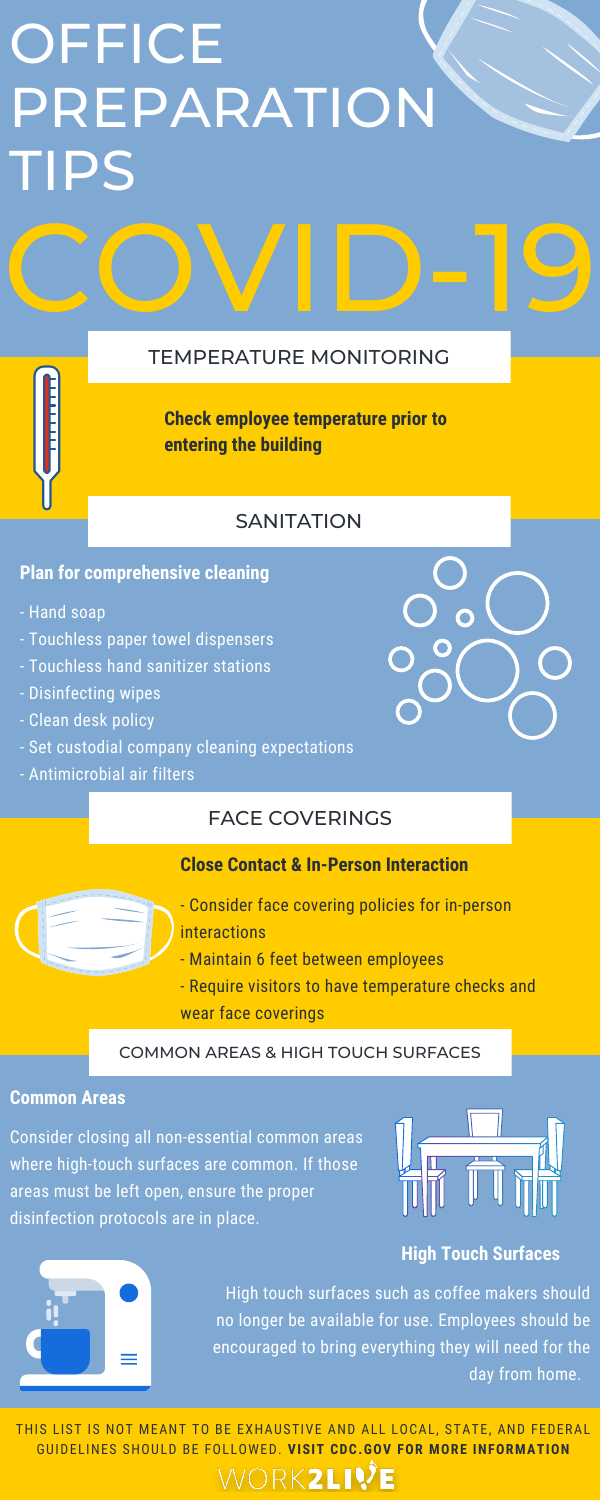# OFFICE PREPARATION TIPS

# COVID-19

## TEMPERATURE MONITORING

**Check employee temperature prior to entering the building**

## SANITATION

**Plan for comprehensive cleaning**

- Hand soap
- Touchless paper towel dispensers
- Touchless hand sanitizer stations
- Disinfecting wipes
- Clean desk policy
- Set custodial company cleaning expectations
- Antimicrobial air filters

## FACE COVERINGS

**Close Contact & In-Person Interaction**

- Consider face covering policies for in-person interactions
- Maintain 6 feet between employees
- Require visitors to have temperature checks and wear face coverings

## COMMON AREAS & HIGH TOUCH SURFACES

**Common Areas**

Consider closing all non-essential common areas where high-touch surfaces are common. If those areas must be left open, ensure the proper disinfection protocols are in place.

**High Touch Surfaces**

High touch surfaces such as coffee makers should no longer be available for use. Employees should be encouraged to bring everything they will need for the day from home.

THIS LIST IS NOT MEANT TO BE EXHAUSTIVE AND ALL LOCAL, STATE, AND FEDERAL GUIDELINES SHOULD BE FOLLOWED. **VISIT CDC.GOV FOR MORE INFORMATION**

WORK**2LIVE**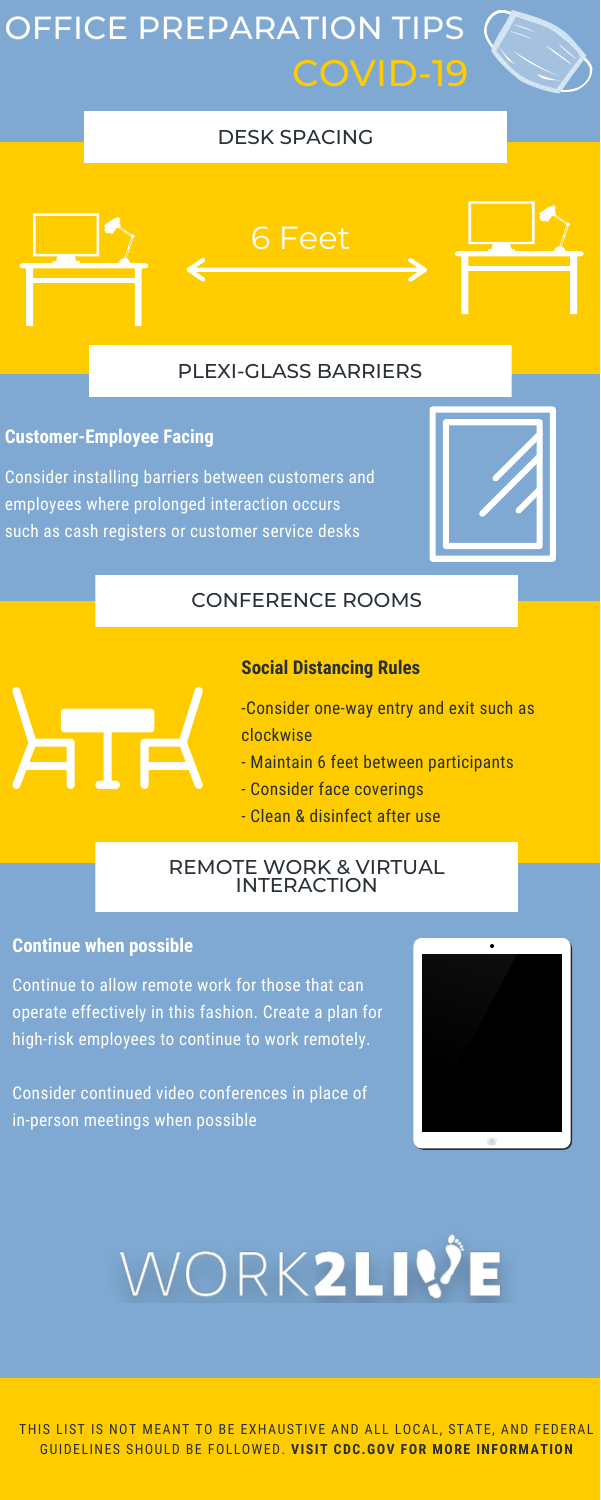# OFFICE PREPARATION TIPS COVID-19

## DESK SPACING

6 Feet

## PLEXI-GLASS BARRIERS

**Customer-Employee Facing**

Consider installing barriers between customers and employees where prolonged interaction occurs such as cash registers or customer service desks

## CONFERENCE ROOMS

**Social Distancing Rules**

- Consider one-way entry and exit such as clockwise
- Maintain 6 feet between participants
- Consider face coverings
- Clean & disinfect after use

## REMOTE WORK & VIRTUAL INTERACTION

**Continue when possible**

Continue to allow remote work for those that can operate effectively in this fashion. Create a plan for high-risk employees to continue to work remotely.

Consider continued video conferences in place of in-person meetings when possible

WORK2LIVE

THIS LIST IS NOT MEANT TO BE EXHAUSTIVE AND ALL LOCAL, STATE, AND FEDERAL GUIDELINES SHOULD BE FOLLOWED. **VISIT CDC.GOV FOR MORE INFORMATION**